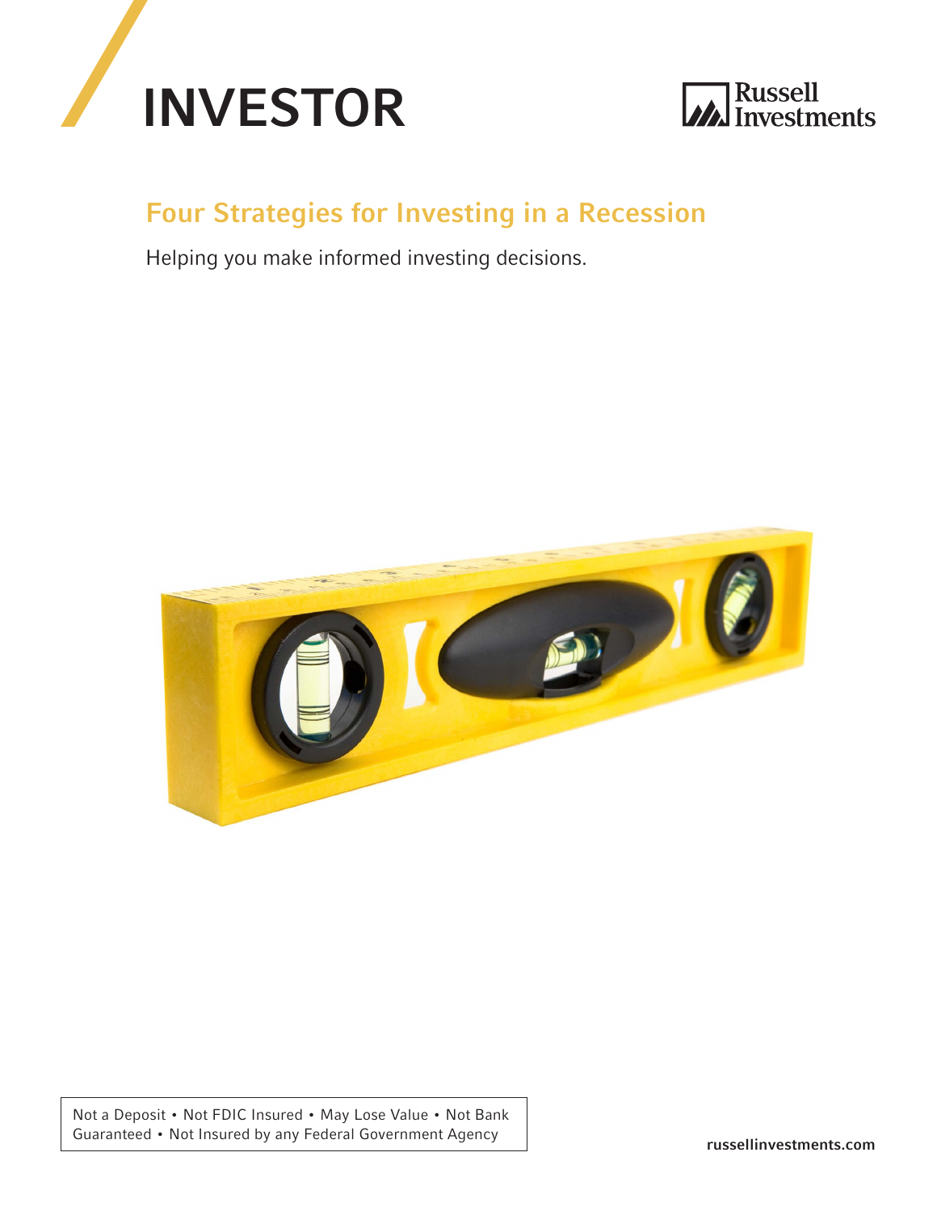# INVESTOR

Russell Investments

## Four Strategies for Investing in a Recession

Helping you make informed investing decisions.

Not a Deposit • Not FDIC Insured • May Lose Value • Not Bank Guaranteed • Not Insured by any Federal Government Agency

russellinvestments.com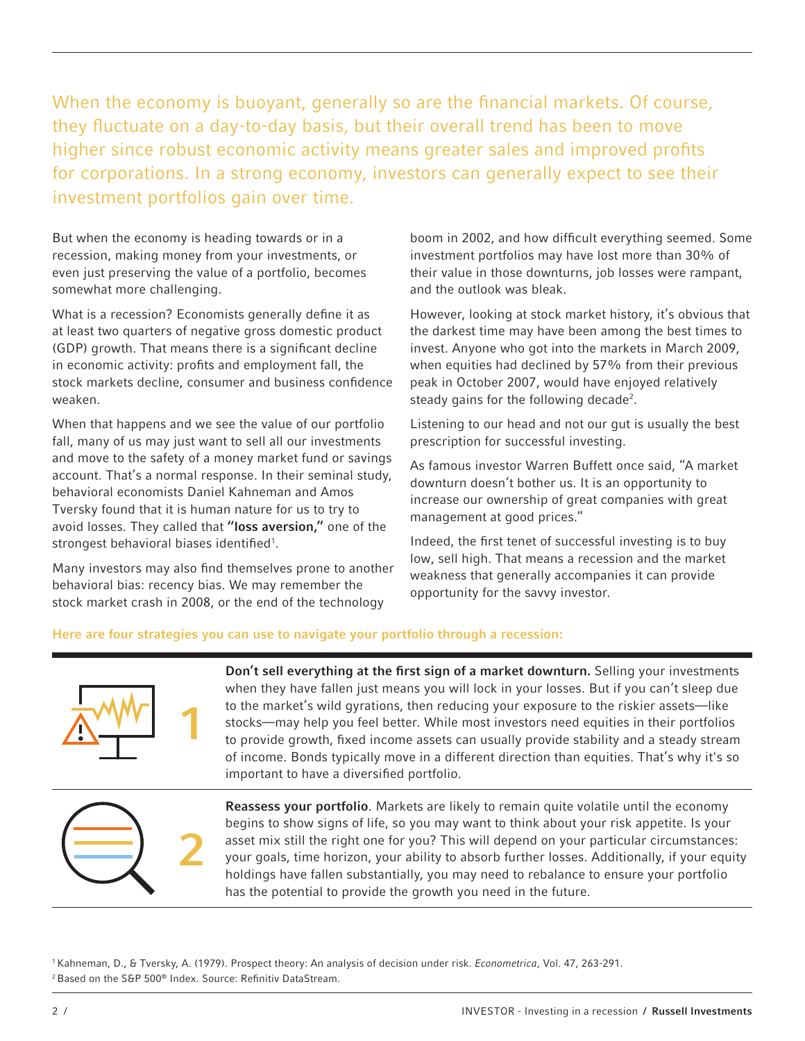When the economy is buoyant, generally so are the financial markets. Of course, they fluctuate on a day-to-day basis, but their overall trend has been to move higher since robust economic activity means greater sales and improved profits for corporations. In a strong economy, investors can generally expect to see their investment portfolios gain over time.

But when the economy is heading towards or in a recession, making money from your investments, or even just preserving the value of a portfolio, becomes somewhat more challenging.

What is a recession? Economists generally define it as at least two quarters of negative gross domestic product (GDP) growth. That means there is a significant decline in economic activity: profits and employment fall, the stock markets decline, consumer and business confidence weaken.

When that happens and we see the value of our portfolio fall, many of us may just want to sell all our investments and move to the safety of a money market fund or savings account. That's a normal response. In their seminal study, behavioral economists Daniel Kahneman and Amos Tversky found that it is human nature for us to try to avoid losses. They called that **"loss aversion,"** one of the strongest behavioral biases identified[1].

Many investors may also find themselves prone to another behavioral bias: recency bias. We may remember the stock market crash in 2008, or the end of the technology boom in 2002, and how difficult everything seemed. Some investment portfolios may have lost more than 30% of their value in those downturns, job losses were rampant, and the outlook was bleak.

However, looking at stock market history, it's obvious that the darkest time may have been among the best times to invest. Anyone who got into the markets in March 2009, when equities had declined by 57% from their previous peak in October 2007, would have enjoyed relatively steady gains for the following decade[2].

Listening to our head and not our gut is usually the best prescription for successful investing.

As famous investor Warren Buffett once said, "A market downturn doesn't bother us. It is an opportunity to increase our ownership of great companies with great management at good prices."

Indeed, the first tenet of successful investing is to buy low, sell high. That means a recession and the market weakness that generally accompanies it can provide opportunity for the savvy investor.

**Here are four strategies you can use to navigate your portfolio through a recession:**

**1**

**Don't sell everything at the first sign of a market downturn.** Selling your investments when they have fallen just means you will lock in your losses. But if you can't sleep due to the market's wild gyrations, then reducing your exposure to the riskier assets—like stocks—may help you feel better. While most investors need equities in their portfolios to provide growth, fixed income assets can usually provide stability and a steady stream of income. Bonds typically move in a different direction than equities. That's why it's so important to have a diversified portfolio.

**2**

**Reassess your portfolio**. Markets are likely to remain quite volatile until the economy begins to show signs of life, so you may want to think about your risk appetite. Is your asset mix still the right one for you? This will depend on your particular circumstances: your goals, time horizon, your ability to absorb further losses. Additionally, if your equity holdings have fallen substantially, you may need to rebalance to ensure your portfolio has the potential to provide the growth you need in the future.

[1] Kahneman, D., & Tversky, A. (1979). Prospect theory: An analysis of decision under risk. *Econometrica*, Vol. 47, 263-291.
[2] Based on the S&P 500® Index. Source: Refinitiv DataStream.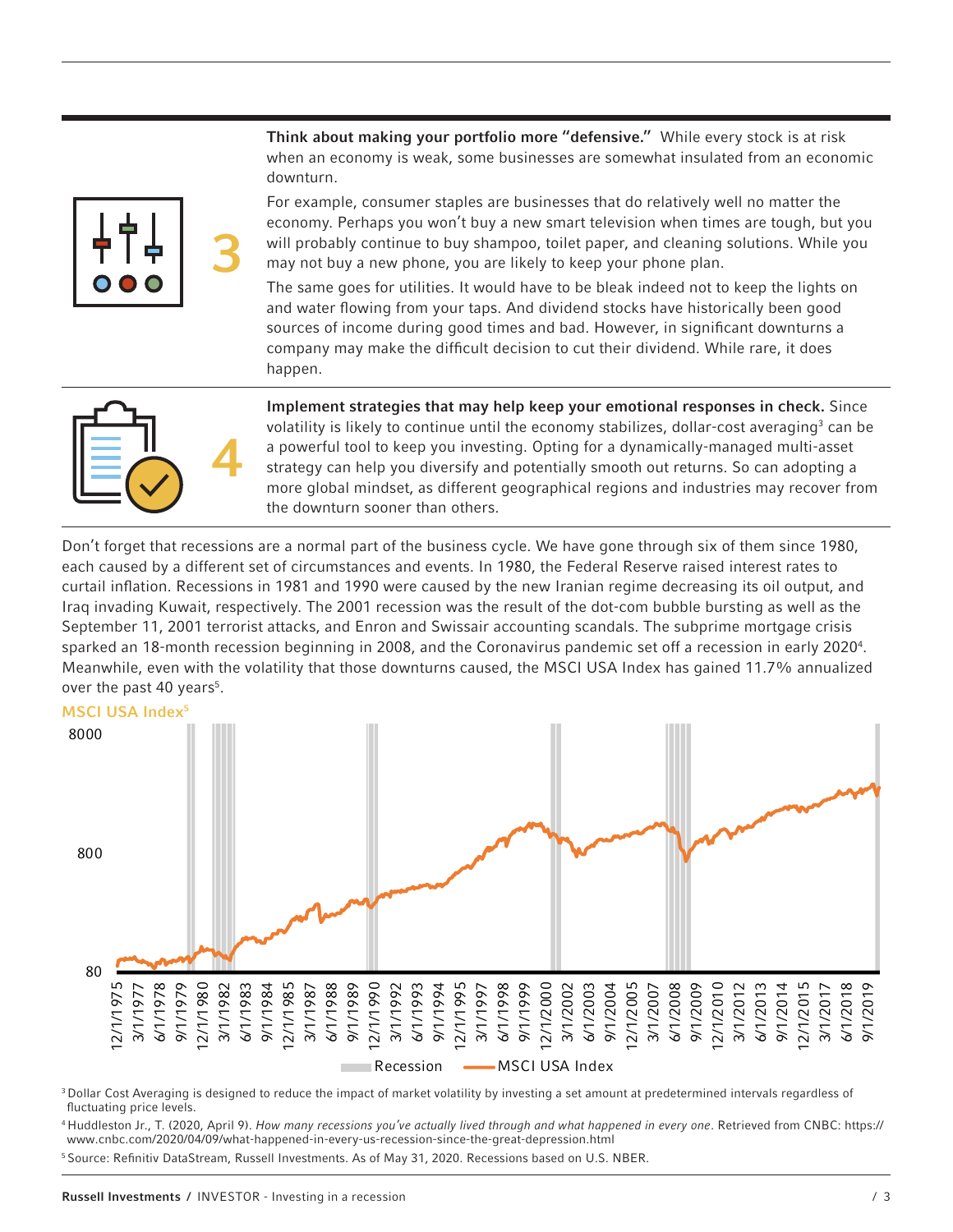3

**Think about making your portfolio more "defensive."** While every stock is at risk when an economy is weak, some businesses are somewhat insulated from an economic downturn.

For example, consumer staples are businesses that do relatively well no matter the economy. Perhaps you won't buy a new smart television when times are tough, but you will probably continue to buy shampoo, toilet paper, and cleaning solutions. While you may not buy a new phone, you are likely to keep your phone plan.

The same goes for utilities. It would have to be bleak indeed not to keep the lights on and water flowing from your taps. And dividend stocks have historically been good sources of income during good times and bad. However, in significant downturns a company may make the difficult decision to cut their dividend. While rare, it does happen.

4

**Implement strategies that may help keep your emotional responses in check.** Since volatility is likely to continue until the economy stabilizes, dollar-cost averaging[3] can be a powerful tool to keep you investing. Opting for a dynamically-managed multi-asset strategy can help you diversify and potentially smooth out returns. So can adopting a more global mindset, as different geographical regions and industries may recover from the downturn sooner than others.

Don't forget that recessions are a normal part of the business cycle. We have gone through six of them since 1980, each caused by a different set of circumstances and events. In 1980, the Federal Reserve raised interest rates to curtail inflation. Recessions in 1981 and 1990 were caused by the new Iranian regime decreasing its oil output, and Iraq invading Kuwait, respectively. The 2001 recession was the result of the dot-com bubble bursting as well as the September 11, 2001 terrorist attacks, and Enron and Swissair accounting scandals. The subprime mortgage crisis sparked an 18-month recession beginning in 2008, and the Coronavirus pandemic set off a recession in early 2020[4]. Meanwhile, even with the volatility that those downturns caused, the MSCI USA Index has gained 11.7% annualized over the past 40 years[5].

**MSCI USA Index[5]**

[3] Dollar Cost Averaging is designed to reduce the impact of market volatility by investing a set amount at predetermined intervals regardless of fluctuating price levels.

[4] Huddleston Jr., T. (2020, April 9). *How many recessions you've actually lived through and what happened in every one*. Retrieved from CNBC: https://www.cnbc.com/2020/04/09/what-happened-in-every-us-recession-since-the-great-depression.html

[5] Source: Refinitiv DataStream, Russell Investments. As of May 31, 2020. Recessions based on U.S. NBER.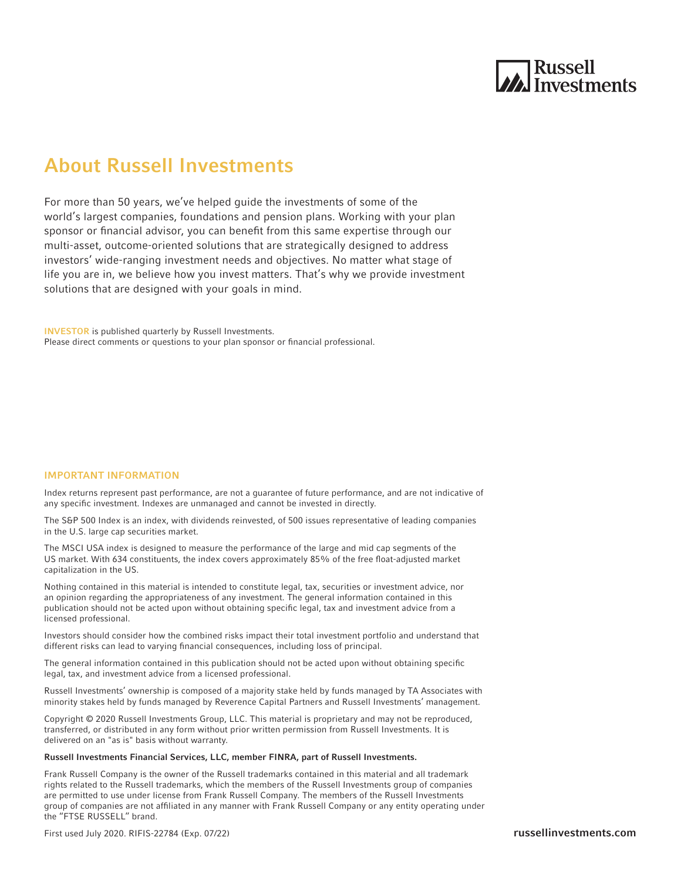# About Russell Investments

For more than 50 years, we've helped guide the investments of some of the world's largest companies, foundations and pension plans. Working with your plan sponsor or financial advisor, you can benefit from this same expertise through our multi-asset, outcome-oriented solutions that are strategically designed to address investors' wide-ranging investment needs and objectives. No matter what stage of life you are in, we believe how you invest matters. That's why we provide investment solutions that are designed with your goals in mind.

**INVESTOR** is published quarterly by Russell Investments.
Please direct comments or questions to your plan sponsor or financial professional.

## IMPORTANT INFORMATION

Index returns represent past performance, are not a guarantee of future performance, and are not indicative of any specific investment. Indexes are unmanaged and cannot be invested in directly.

The S&P 500 Index is an index, with dividends reinvested, of 500 issues representative of leading companies in the U.S. large cap securities market.

The MSCI USA index is designed to measure the performance of the large and mid cap segments of the US market. With 634 constituents, the index covers approximately 85% of the free float-adjusted market capitalization in the US.

Nothing contained in this material is intended to constitute legal, tax, securities or investment advice, nor an opinion regarding the appropriateness of any investment. The general information contained in this publication should not be acted upon without obtaining specific legal, tax and investment advice from a licensed professional.

Investors should consider how the combined risks impact their total investment portfolio and understand that different risks can lead to varying financial consequences, including loss of principal.

The general information contained in this publication should not be acted upon without obtaining specific legal, tax, and investment advice from a licensed professional.

Russell Investments' ownership is composed of a majority stake held by funds managed by TA Associates with minority stakes held by funds managed by Reverence Capital Partners and Russell Investments' management.

Copyright © 2020 Russell Investments Group, LLC. This material is proprietary and may not be reproduced, transferred, or distributed in any form without prior written permission from Russell Investments. It is delivered on an "as is" basis without warranty.

**Russell Investments Financial Services, LLC, member FINRA, part of Russell Investments.**

Frank Russell Company is the owner of the Russell trademarks contained in this material and all trademark rights related to the Russell trademarks, which the members of the Russell Investments group of companies are permitted to use under license from Frank Russell Company. The members of the Russell Investments group of companies are not affiliated in any manner with Frank Russell Company or any entity operating under the "FTSE RUSSELL" brand.

First used July 2020. RIFIS-22784 (Exp. 07/22)

**russellinvestments.com**